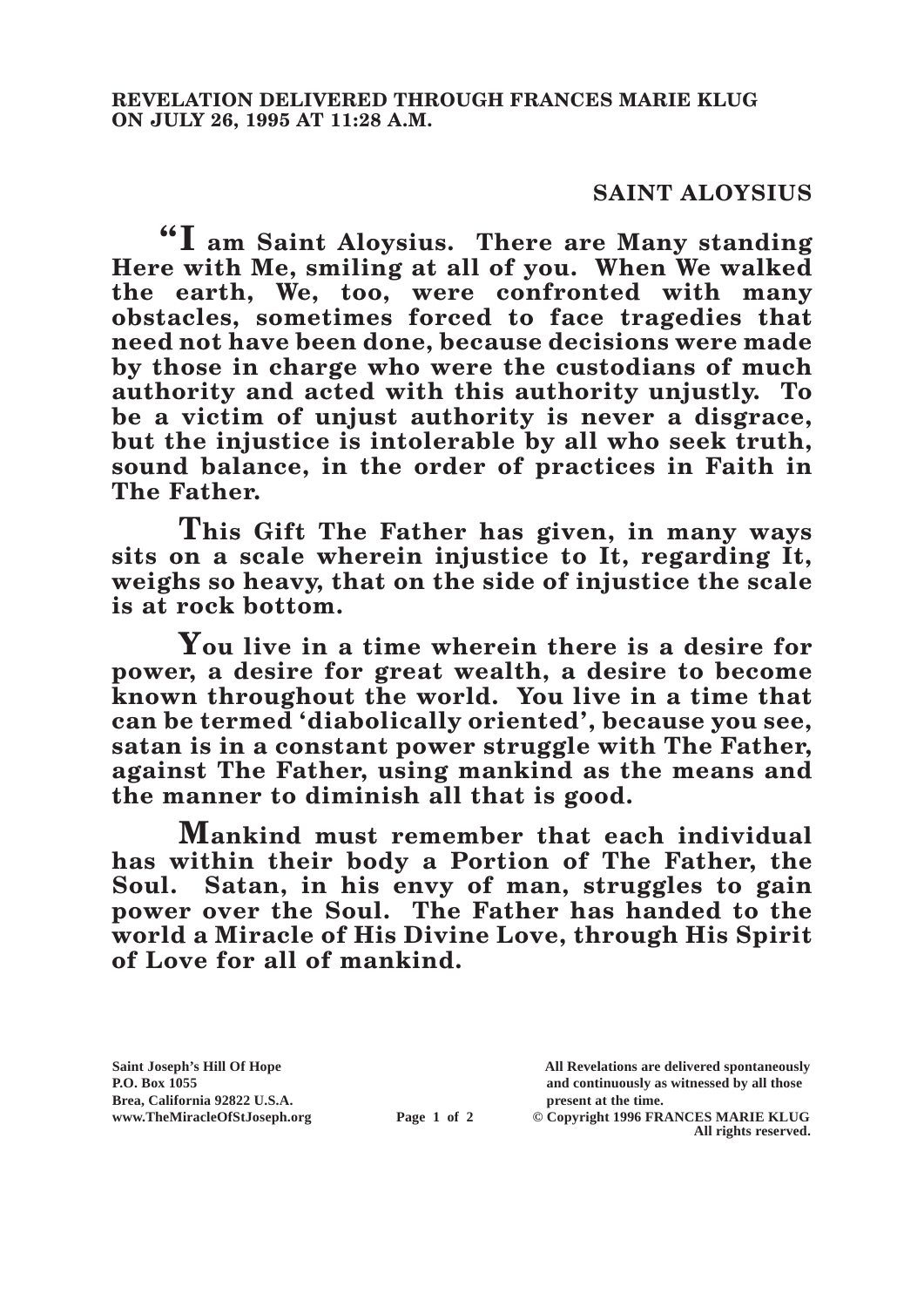**REVELATION DELIVERED THROUGH FRANCES MARIE KLUG ON JULY 26, 1995 AT 11:28 A.M.**

## SAINT ALOYSIUS

**"I am Saint Aloysius. There are Many standing Here with Me, smiling at all of you. When We walked the earth, We, too, were confronted with many obstacles, sometimes forced to face tragedies that need not have been done, because decisions were made by those in charge who were the custodians of much authority and acted with this authority unjustly. To be a victim of unjust authority is never a disgrace, but the injustice is intolerable by all who seek truth, sound balance, in the order of practices in Faith in The Father.**

**This Gift The Father has given, in many ways sits on a scale wherein injustice to It, regarding It, weighs so heavy, that on the side of injustice the scale is at rock bottom.**

**You live in a time wherein there is a desire for power, a desire for great wealth, a desire to become known throughout the world. You live in a time that can be termed 'diabolically oriented', because you see, satan is in a constant power struggle with The Father, against The Father, using mankind as the means and the manner to diminish all that is good.**

**Mankind must remember that each individual has within their body a Portion of The Father, the Soul. Satan, in his envy of man, struggles to gain power over the Soul. The Father has handed to the world a Miracle of His Divine Love, through His Spirit of Love for all of mankind.**

**Saint Joseph's Hill Of Hope**
**P.O. Box 1055**
**Brea, California 92822 U.S.A.**
**www.TheMiracleOfStJoseph.org**

**All Revelations are delivered spontaneously and continuously as witnessed by all those present at the time.**
**© Copyright 1996 FRANCES MARIE KLUG**
**All rights reserved.**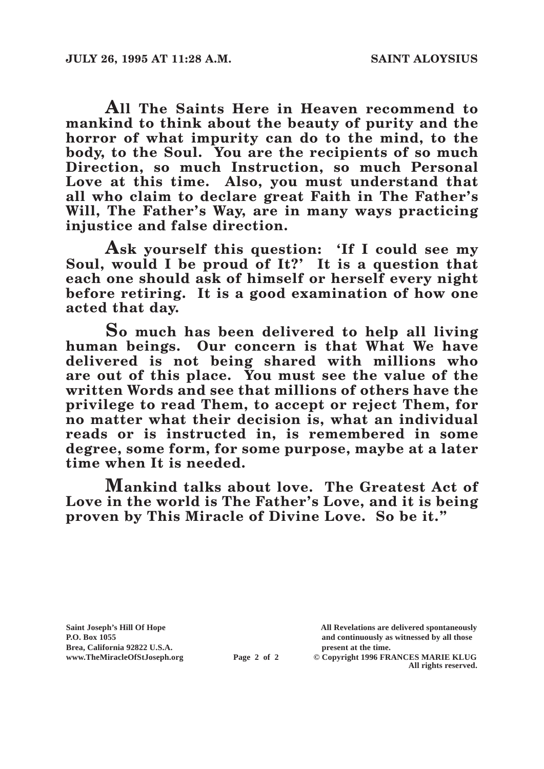**All The Saints Here in Heaven recommend to mankind to think about the beauty of purity and the horror of what impurity can do to the mind, to the body, to the Soul. You are the recipients of so much Direction, so much Instruction, so much Personal Love at this time. Also, you must understand that all who claim to declare great Faith in The Father's Will, The Father's Way, are in many ways practicing injustice and false direction.**

**Ask yourself this question: 'If I could see my Soul, would I be proud of It?' It is a question that each one should ask of himself or herself every night before retiring. It is a good examination of how one acted that day.**

**So much has been delivered to help all living human beings. Our concern is that What We have delivered is not being shared with millions who are out of this place. You must see the value of the written Words and see that millions of others have the privilege to read Them, to accept or reject Them, for no matter what their decision is, what an individual reads or is instructed in, is remembered in some degree, some form, for some purpose, maybe at a later time when It is needed.**

**Mankind talks about love. The Greatest Act of Love in the world is The Father's Love, and it is being proven by This Miracle of Divine Love. So be it."**